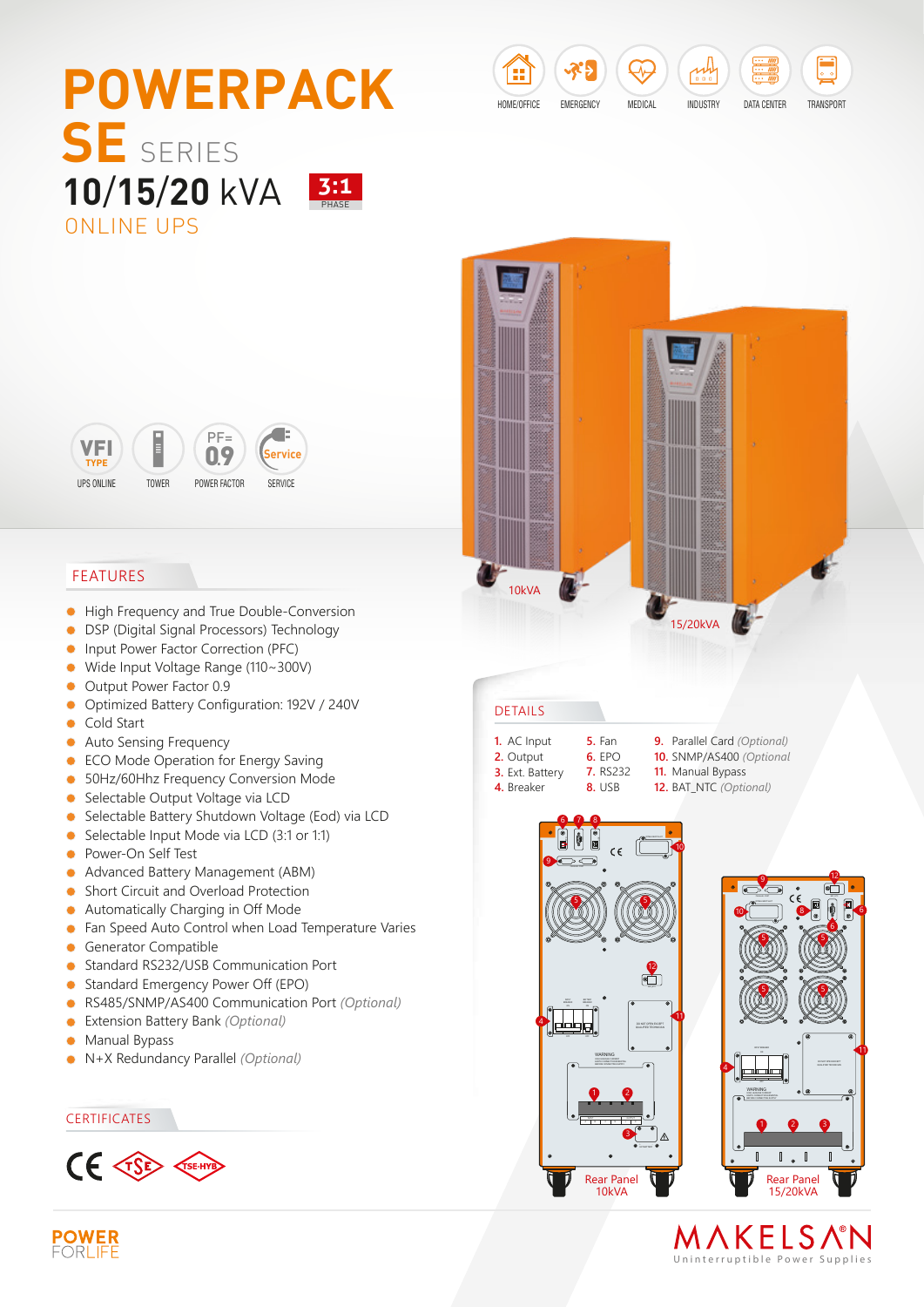# POWERPACK SE SERIES

## 10/15/20 kVA 3:1 PHASE

## ONLINE UPS

HOME/OFFICE EMERGENCY MEDICAL INDUSTRY DATA CENTER TRANSPORT

VFI TYPE UPS ONLINE | TOWER | PF=0.9 POWER FACTOR | SERVICE

10kVA

15/20kVA

## FEATURES

- High Frequency and True Double-Conversion
- DSP (Digital Signal Processors) Technology
- Input Power Factor Correction (PFC)
- Wide Input Voltage Range (110~300V)
- Output Power Factor 0.9
- Optimized Battery Configuration: 192V / 240V
- Cold Start
- Auto Sensing Frequency
- ECO Mode Operation for Energy Saving
- 50Hz/60Hhz Frequency Conversion Mode
- Selectable Output Voltage via LCD
- Selectable Battery Shutdown Voltage (Eod) via LCD
- Selectable Input Mode via LCD (3:1 or 1:1)
- Power-On Self Test
- Advanced Battery Management (ABM)
- Short Circuit and Overload Protection
- Automatically Charging in Off Mode
- Fan Speed Auto Control when Load Temperature Varies
- Generator Compatible
- Standard RS232/USB Communication Port
- Standard Emergency Power Off (EPO)
- RS485/SNMP/AS400 Communication Port *(Optional)*
- Extension Battery Bank *(Optional)*
- Manual Bypass
- N+X Redundancy Parallel *(Optional)*

## DETAILS

1. AC Input
2. Output
3. Ext. Battery
4. Breaker
5. Fan
6. EPO
7. RS232
8. USB
9. Parallel Card *(Optional)*
10. SNMP/AS400 *(Optional*
11. Manual Bypass
12. BAT_NTC *(Optional)*

Rear Panel 10kVA

Rear Panel 15/20kVA

## CERTIFICATES

CE TSE TSE-HYB

POWER FORLIFE

MAKELSAN® Uninterruptible Power Supplies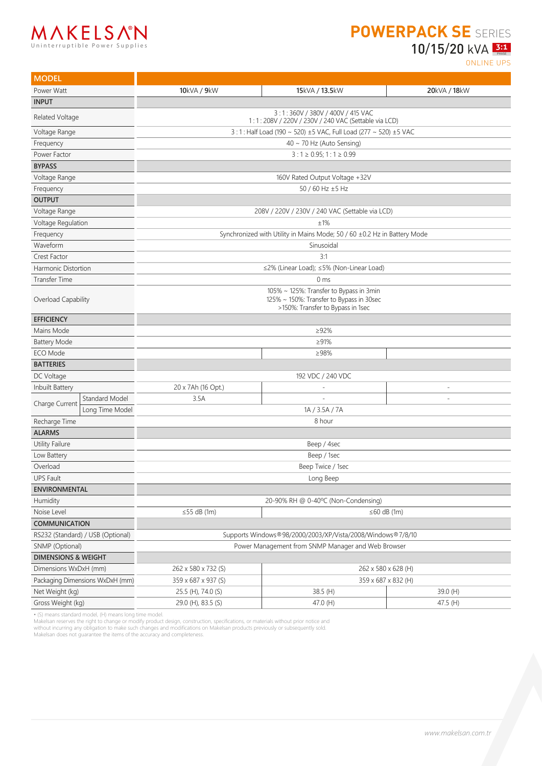# MAKELSAN

Uninterruptible Power Supplies

## POWERPACK SE SERIES

10/15/20 kVA 3:1 PHASE

ONLINE UPS

| MODEL | | 10kVA / 9kW | 15kVA / 13.5kW | 20kVA / 18kW |
|---|---|---|---|---|
| **Power Watt** | | 10kVA / 9kW | 15kVA / 13.5kW | 20kVA / 18kW |
| **INPUT** | | | | |
| Related Voltage | | 3 : 1 : 360V / 380V / 400V / 415 VAC<br>1 : 1 : 208V / 220V / 230V / 240 VAC (Settable via LCD) | | |
| Voltage Range | | 3 : 1 : Half Load (190 ~ 520) ±5 VAC, Full Load (277 ~ 520) ±5 VAC | | |
| Frequency | | 40 ~ 70 Hz (Auto Sensing) | | |
| Power Factor | | 3 : 1 ≥ 0.95; 1 : 1 ≥ 0.99 | | |
| **BYPASS** | | | | |
| Voltage Range | | 160V Rated Output Voltage +32V | | |
| Frequency | | 50 / 60 Hz ±5 Hz | | |
| **OUTPUT** | | | | |
| Voltage Range | | 208V / 220V / 230V / 240 VAC (Settable via LCD) | | |
| Voltage Regulation | | ±1% | | |
| Frequency | | Synchronized with Utility in Mains Mode; 50 / 60 ±0.2 Hz in Battery Mode | | |
| Waveform | | Sinusoidal | | |
| Crest Factor | | 3:1 | | |
| Harmonic Distortion | | ≤2% (Linear Load); ≤5% (Non-Linear Load) | | |
| Transfer Time | | 0 ms | | |
| Overload Capability | | 105% ~ 125%: Transfer to Bypass in 3min<br>125% ~ 150%: Transfer to Bypass in 30sec<br>>150%: Transfer to Bypass in 1sec | | |
| **EFFICIENCY** | | | | |
| Mains Mode | | ≥92% | | |
| Battery Mode | | ≥91% | | |
| ECO Mode | | | ≥98% | |
| **BATTERIES** | | | | |
| DC Voltage | | 192 VDC / 240 VDC | | |
| Inbuilt Battery | | 20 x 7Ah (16 Opt.) | - | - |
| Charge Current | Standard Model | 3.5A | - | - |
| | Long Time Model | 1A / 3.5A / 7A | | |
| Recharge Time | | 8 hour | | |
| **ALARMS** | | | | |
| Utility Failure | | Beep / 4sec | | |
| Low Battery | | Beep / 1sec | | |
| Overload | | Beep Twice / 1sec | | |
| UPS Fault | | Long Beep | | |
| **ENVIRONMENTAL** | | | | |
| Humidity | | 20-90% RH @ 0-40ºC (Non-Condensing) | | |
| Noise Level | | ≤55 dB (1m) | ≤60 dB (1m) | |
| **COMMUNICATION** | | | | |
| RS232 (Standard) / USB (Optional) | | Supports Windows®98/2000/2003/XP/Vista/2008/Windows®7/8/10 | | |
| SNMP (Optional) | | Power Management from SNMP Manager and Web Browser | | |
| **DIMENSIONS & WEIGHT** | | | | |
| Dimensions WxDxH (mm) | | 262 x 580 x 732 (S) | 262 x 580 x 628 (H) | |
| Packaging Dimensions WxDxH (mm) | | 359 x 687 x 937 (S) | 359 x 687 x 832 (H) | |
| Net Weight (kg) | | 25.5 (H), 74.0 (S) | 38.5 (H) | 39.0 (H) |
| Gross Weight (kg) | | 29.0 (H), 83.5 (S) | 47.0 (H) | 47.5 (H) |

• (S) means standard model, (H) means long time model.
Makelsan reserves the right to change or modify product design, construction, specifications, or materials without prior notice and without incurring any obligation to make such changes and modifications on Makelsan products previously or subsequently sold.
Makelsan does not guarantee the items of the accuracy and completeness.

www.makelsan.com.tr